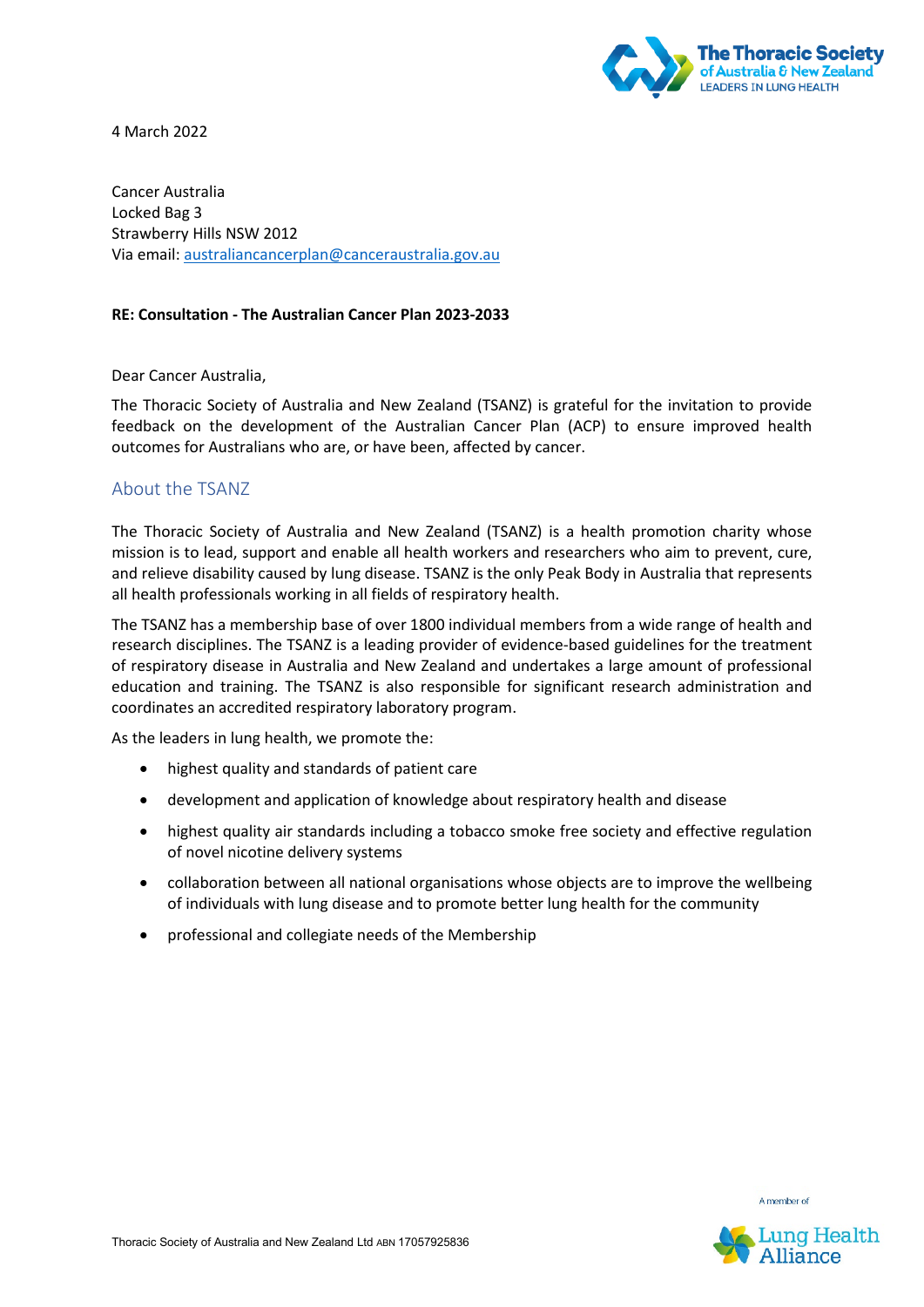4 March 2022

Cancer Australia
Locked Bag 3
Strawberry Hills NSW 2012
Via email: australiancancerplan@canceraustralia.gov.au

**RE: Consultation - The Australian Cancer Plan 2023-2033**

Dear Cancer Australia,

The Thoracic Society of Australia and New Zealand (TSANZ) is grateful for the invitation to provide feedback on the development of the Australian Cancer Plan (ACP) to ensure improved health outcomes for Australians who are, or have been, affected by cancer.

## About the TSANZ

The Thoracic Society of Australia and New Zealand (TSANZ) is a health promotion charity whose mission is to lead, support and enable all health workers and researchers who aim to prevent, cure, and relieve disability caused by lung disease. TSANZ is the only Peak Body in Australia that represents all health professionals working in all fields of respiratory health.

The TSANZ has a membership base of over 1800 individual members from a wide range of health and research disciplines. The TSANZ is a leading provider of evidence-based guidelines for the treatment of respiratory disease in Australia and New Zealand and undertakes a large amount of professional education and training. The TSANZ is also responsible for significant research administration and coordinates an accredited respiratory laboratory program.

As the leaders in lung health, we promote the:

- highest quality and standards of patient care
- development and application of knowledge about respiratory health and disease
- highest quality air standards including a tobacco smoke free society and effective regulation of novel nicotine delivery systems
- collaboration between all national organisations whose objects are to improve the wellbeing of individuals with lung disease and to promote better lung health for the community
- professional and collegiate needs of the Membership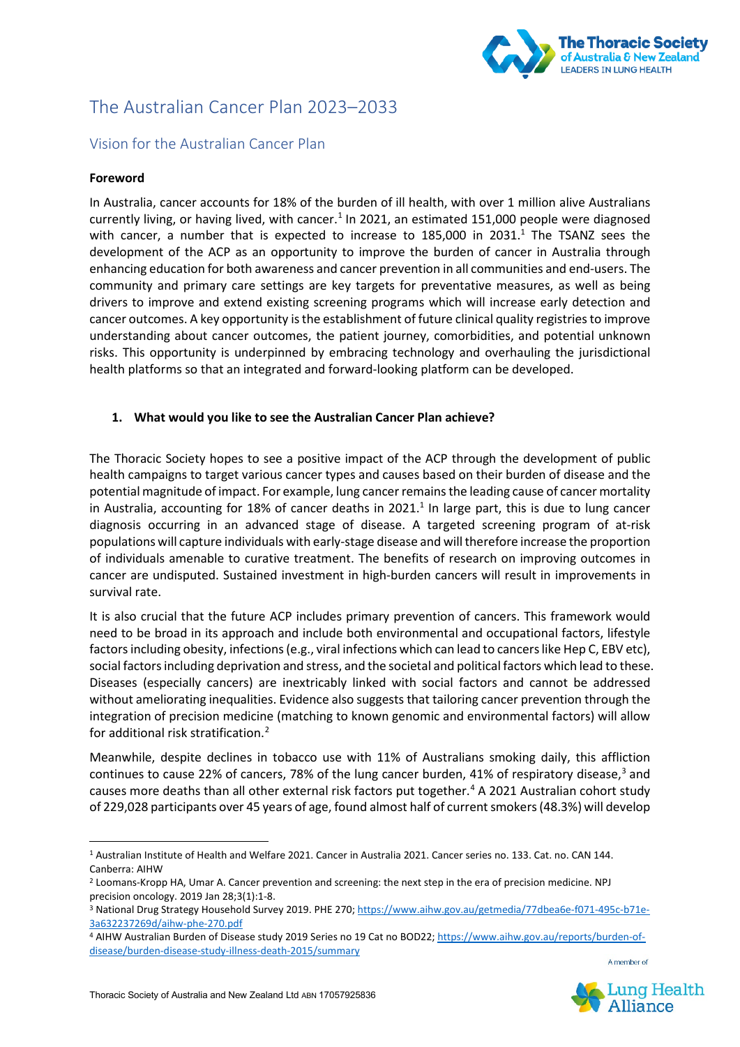# The Australian Cancer Plan 2023–2033

## Vision for the Australian Cancer Plan

**Foreword**

In Australia, cancer accounts for 18% of the burden of ill health, with over 1 million alive Australians currently living, or having lived, with cancer.[1] In 2021, an estimated 151,000 people were diagnosed with cancer, a number that is expected to increase to 185,000 in 2031.[1] The TSANZ sees the development of the ACP as an opportunity to improve the burden of cancer in Australia through enhancing education for both awareness and cancer prevention in all communities and end-users. The community and primary care settings are key targets for preventative measures, as well as being drivers to improve and extend existing screening programs which will increase early detection and cancer outcomes. A key opportunity is the establishment of future clinical quality registries to improve understanding about cancer outcomes, the patient journey, comorbidities, and potential unknown risks. This opportunity is underpinned by embracing technology and overhauling the jurisdictional health platforms so that an integrated and forward-looking platform can be developed.

1. **What would you like to see the Australian Cancer Plan achieve?**

The Thoracic Society hopes to see a positive impact of the ACP through the development of public health campaigns to target various cancer types and causes based on their burden of disease and the potential magnitude of impact. For example, lung cancer remains the leading cause of cancer mortality in Australia, accounting for 18% of cancer deaths in 2021.[1] In large part, this is due to lung cancer diagnosis occurring in an advanced stage of disease. A targeted screening program of at-risk populations will capture individuals with early-stage disease and will therefore increase the proportion of individuals amenable to curative treatment. The benefits of research on improving outcomes in cancer are undisputed. Sustained investment in high-burden cancers will result in improvements in survival rate.

It is also crucial that the future ACP includes primary prevention of cancers. This framework would need to be broad in its approach and include both environmental and occupational factors, lifestyle factors including obesity, infections (e.g., viral infections which can lead to cancers like Hep C, EBV etc), social factors including deprivation and stress, and the societal and political factors which lead to these. Diseases (especially cancers) are inextricably linked with social factors and cannot be addressed without ameliorating inequalities. Evidence also suggests that tailoring cancer prevention through the integration of precision medicine (matching to known genomic and environmental factors) will allow for additional risk stratification.[2]

Meanwhile, despite declines in tobacco use with 11% of Australians smoking daily, this affliction continues to cause 22% of cancers, 78% of the lung cancer burden, 41% of respiratory disease,[3] and causes more deaths than all other external risk factors put together.[4] A 2021 Australian cohort study of 229,028 participants over 45 years of age, found almost half of current smokers (48.3%) will develop

---

[1] Australian Institute of Health and Welfare 2021. Cancer in Australia 2021. Cancer series no. 133. Cat. no. CAN 144. Canberra: AIHW

[2] Loomans-Kropp HA, Umar A. Cancer prevention and screening: the next step in the era of precision medicine. NPJ precision oncology. 2019 Jan 28;3(1):1-8.

[3] National Drug Strategy Household Survey 2019. PHE 270; https://www.aihw.gov.au/getmedia/77dbea6e-f071-495c-b71e-3a632237269d/aihw-phe-270.pdf

[4] AIHW Australian Burden of Disease study 2019 Series no 19 Cat no BOD22; https://www.aihw.gov.au/reports/burden-of-disease/burden-disease-study-illness-death-2015/summary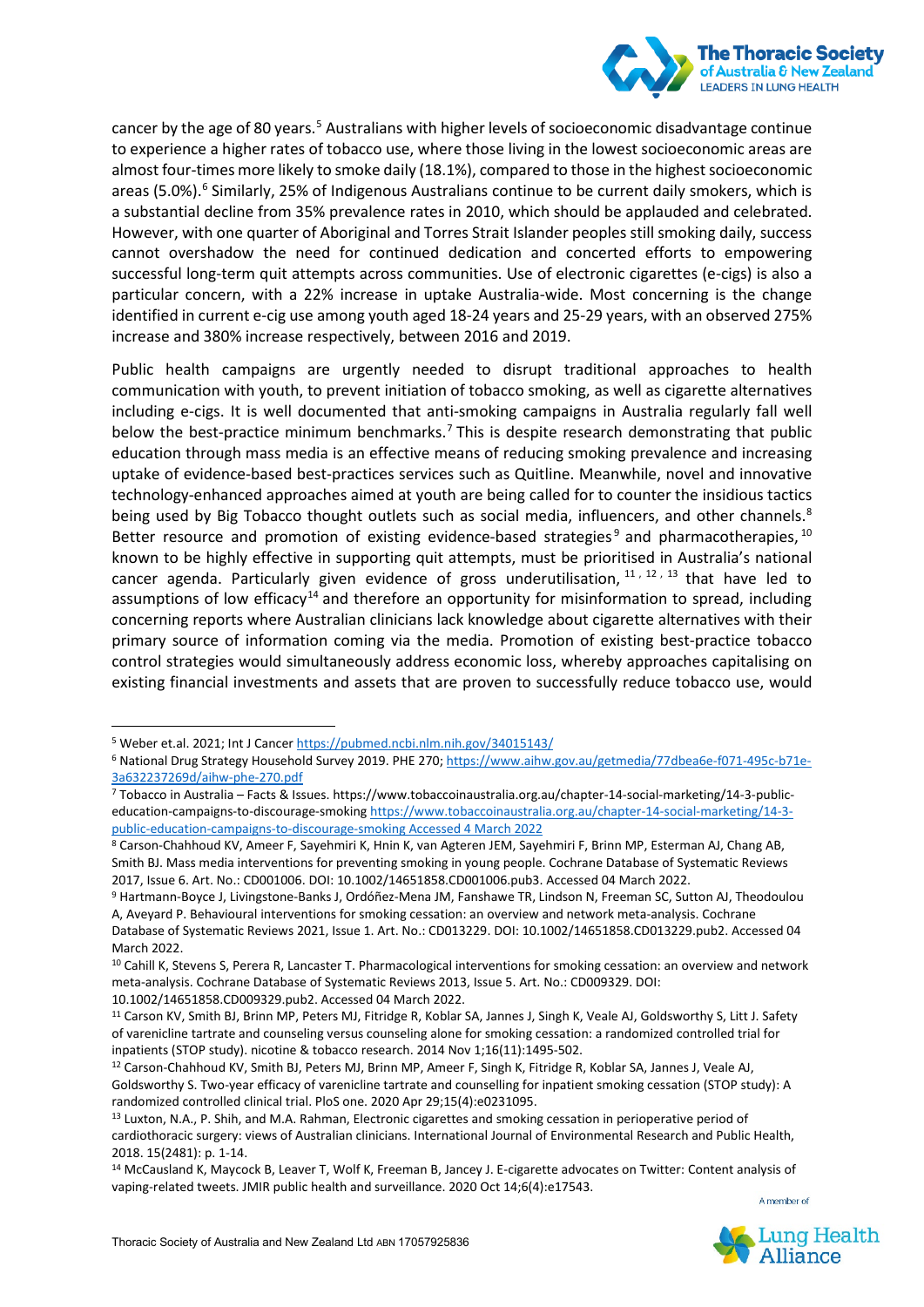cancer by the age of 80 years.[5] Australians with higher levels of socioeconomic disadvantage continue to experience a higher rates of tobacco use, where those living in the lowest socioeconomic areas are almost four-times more likely to smoke daily (18.1%), compared to those in the highest socioeconomic areas (5.0%).[6] Similarly, 25% of Indigenous Australians continue to be current daily smokers, which is a substantial decline from 35% prevalence rates in 2010, which should be applauded and celebrated. However, with one quarter of Aboriginal and Torres Strait Islander peoples still smoking daily, success cannot overshadow the need for continued dedication and concerted efforts to empowering successful long-term quit attempts across communities. Use of electronic cigarettes (e-cigs) is also a particular concern, with a 22% increase in uptake Australia-wide. Most concerning is the change identified in current e-cig use among youth aged 18-24 years and 25-29 years, with an observed 275% increase and 380% increase respectively, between 2016 and 2019.

Public health campaigns are urgently needed to disrupt traditional approaches to health communication with youth, to prevent initiation of tobacco smoking, as well as cigarette alternatives including e-cigs. It is well documented that anti-smoking campaigns in Australia regularly fall well below the best-practice minimum benchmarks.[7] This is despite research demonstrating that public education through mass media is an effective means of reducing smoking prevalence and increasing uptake of evidence-based best-practices services such as Quitline. Meanwhile, novel and innovative technology-enhanced approaches aimed at youth are being called for to counter the insidious tactics being used by Big Tobacco thought outlets such as social media, influencers, and other channels.[8] Better resource and promotion of existing evidence-based strategies[9] and pharmacotherapies,[10] known to be highly effective in supporting quit attempts, must be prioritised in Australia's national cancer agenda. Particularly given evidence of gross underutilisation,[11, 12, 13] that have led to assumptions of low efficacy[14] and therefore an opportunity for misinformation to spread, including concerning reports where Australian clinicians lack knowledge about cigarette alternatives with their primary source of information coming via the media. Promotion of existing best-practice tobacco control strategies would simultaneously address economic loss, whereby approaches capitalising on existing financial investments and assets that are proven to successfully reduce tobacco use, would

---

[5] Weber et.al. 2021; Int J Cancer https://pubmed.ncbi.nlm.nih.gov/34015143/

[6] National Drug Strategy Household Survey 2019. PHE 270; https://www.aihw.gov.au/getmedia/77dbea6e-f071-495c-b71e-3a632237269d/aihw-phe-270.pdf

[7] Tobacco in Australia – Facts & Issues. https://www.tobaccoinaustralia.org.au/chapter-14-social-marketing/14-3-public-education-campaigns-to-discourage-smoking https://www.tobaccoinaustralia.org.au/chapter-14-social-marketing/14-3-public-education-campaigns-to-discourage-smoking Accessed 4 March 2022

[8] Carson-Chahhoud KV, Ameer F, Sayehmiri K, Hnin K, van Agteren JEM, Sayehmiri F, Brinn MP, Esterman AJ, Chang AB, Smith BJ. Mass media interventions for preventing smoking in young people. Cochrane Database of Systematic Reviews 2017, Issue 6. Art. No.: CD001006. DOI: 10.1002/14651858.CD001006.pub3. Accessed 04 March 2022.

[9] Hartmann-Boyce J, Livingstone-Banks J, Ordóñez-Mena JM, Fanshawe TR, Lindson N, Freeman SC, Sutton AJ, Theodoulou A, Aveyard P. Behavioural interventions for smoking cessation: an overview and network meta-analysis. Cochrane Database of Systematic Reviews 2021, Issue 1. Art. No.: CD013229. DOI: 10.1002/14651858.CD013229.pub2. Accessed 04 March 2022.

[10] Cahill K, Stevens S, Perera R, Lancaster T. Pharmacological interventions for smoking cessation: an overview and network meta-analysis. Cochrane Database of Systematic Reviews 2013, Issue 5. Art. No.: CD009329. DOI: 10.1002/14651858.CD009329.pub2. Accessed 04 March 2022.

[11] Carson KV, Smith BJ, Brinn MP, Peters MJ, Fitridge R, Koblar SA, Jannes J, Singh K, Veale AJ, Goldsworthy S, Litt J. Safety of varenicline tartrate and counseling versus counseling alone for smoking cessation: a randomized controlled trial for inpatients (STOP study). nicotine & tobacco research. 2014 Nov 1;16(11):1495-502.

[12] Carson-Chahhoud KV, Smith BJ, Peters MJ, Brinn MP, Ameer F, Singh K, Fitridge R, Koblar SA, Jannes J, Veale AJ, Goldsworthy S. Two-year efficacy of varenicline tartrate and counselling for inpatient smoking cessation (STOP study): A randomized controlled clinical trial. PloS one. 2020 Apr 29;15(4):e0231095.

[13] Luxton, N.A., P. Shih, and M.A. Rahman, Electronic cigarettes and smoking cessation in perioperative period of cardiothoracic surgery: views of Australian clinicians. International Journal of Environmental Research and Public Health, 2018. 15(2481): p. 1-14.

[14] McCausland K, Maycock B, Leaver T, Wolf K, Freeman B, Jancey J. E-cigarette advocates on Twitter: Content analysis of vaping-related tweets. JMIR public health and surveillance. 2020 Oct 14;6(4):e17543.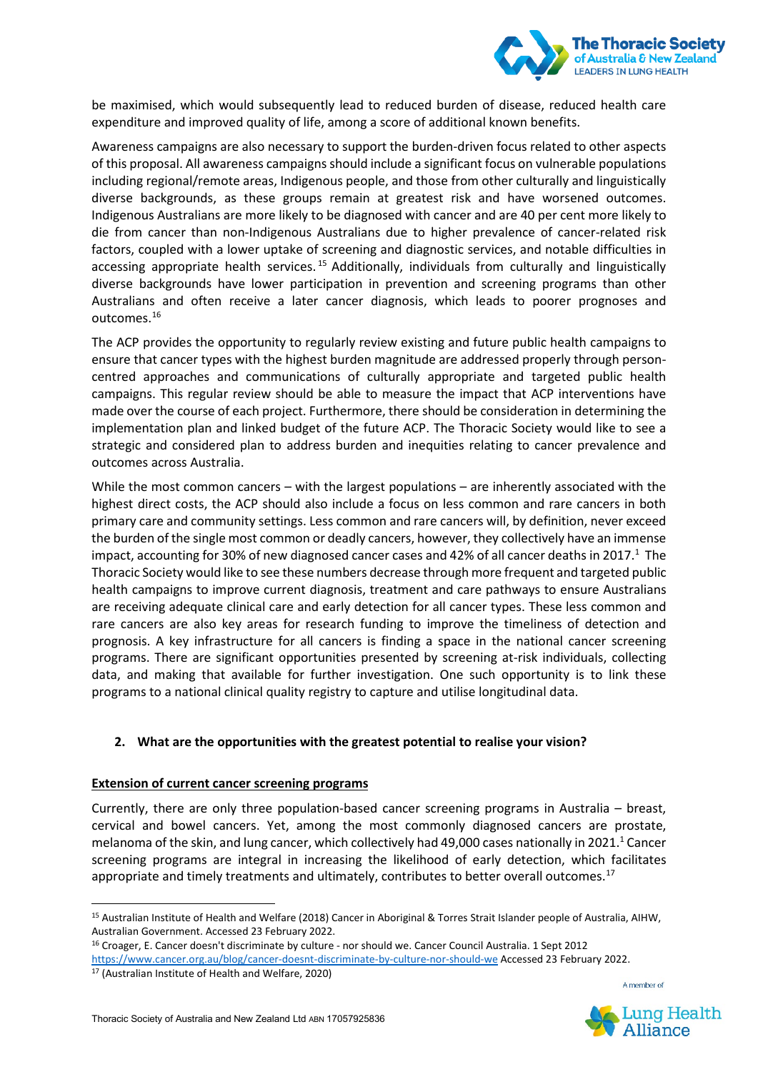be maximised, which would subsequently lead to reduced burden of disease, reduced health care expenditure and improved quality of life, among a score of additional known benefits.

Awareness campaigns are also necessary to support the burden-driven focus related to other aspects of this proposal. All awareness campaigns should include a significant focus on vulnerable populations including regional/remote areas, Indigenous people, and those from other culturally and linguistically diverse backgrounds, as these groups remain at greatest risk and have worsened outcomes. Indigenous Australians are more likely to be diagnosed with cancer and are 40 per cent more likely to die from cancer than non-Indigenous Australians due to higher prevalence of cancer-related risk factors, coupled with a lower uptake of screening and diagnostic services, and notable difficulties in accessing appropriate health services.[15] Additionally, individuals from culturally and linguistically diverse backgrounds have lower participation in prevention and screening programs than other Australians and often receive a later cancer diagnosis, which leads to poorer prognoses and outcomes.[16]

The ACP provides the opportunity to regularly review existing and future public health campaigns to ensure that cancer types with the highest burden magnitude are addressed properly through person-centred approaches and communications of culturally appropriate and targeted public health campaigns. This regular review should be able to measure the impact that ACP interventions have made over the course of each project. Furthermore, there should be consideration in determining the implementation plan and linked budget of the future ACP. The Thoracic Society would like to see a strategic and considered plan to address burden and inequities relating to cancer prevalence and outcomes across Australia.

While the most common cancers – with the largest populations – are inherently associated with the highest direct costs, the ACP should also include a focus on less common and rare cancers in both primary care and community settings. Less common and rare cancers will, by definition, never exceed the burden of the single most common or deadly cancers, however, they collectively have an immense impact, accounting for 30% of new diagnosed cancer cases and 42% of all cancer deaths in 2017.[1] The Thoracic Society would like to see these numbers decrease through more frequent and targeted public health campaigns to improve current diagnosis, treatment and care pathways to ensure Australians are receiving adequate clinical care and early detection for all cancer types. These less common and rare cancers are also key areas for research funding to improve the timeliness of detection and prognosis. A key infrastructure for all cancers is finding a space in the national cancer screening programs. There are significant opportunities presented by screening at-risk individuals, collecting data, and making that available for further investigation. One such opportunity is to link these programs to a national clinical quality registry to capture and utilise longitudinal data.

**2. What are the opportunities with the greatest potential to realise your vision?**

**Extension of current cancer screening programs**

Currently, there are only three population-based cancer screening programs in Australia – breast, cervical and bowel cancers. Yet, among the most commonly diagnosed cancers are prostate, melanoma of the skin, and lung cancer, which collectively had 49,000 cases nationally in 2021.[1] Cancer screening programs are integral in increasing the likelihood of early detection, which facilitates appropriate and timely treatments and ultimately, contributes to better overall outcomes.[17]

---

[15] Australian Institute of Health and Welfare (2018) Cancer in Aboriginal & Torres Strait Islander people of Australia, AIHW, Australian Government. Accessed 23 February 2022.

[16] Croager, E. Cancer doesn't discriminate by culture - nor should we. Cancer Council Australia. 1 Sept 2012 https://www.cancer.org.au/blog/cancer-doesnt-discriminate-by-culture-nor-should-we Accessed 23 February 2022.

[17] (Australian Institute of Health and Welfare, 2020)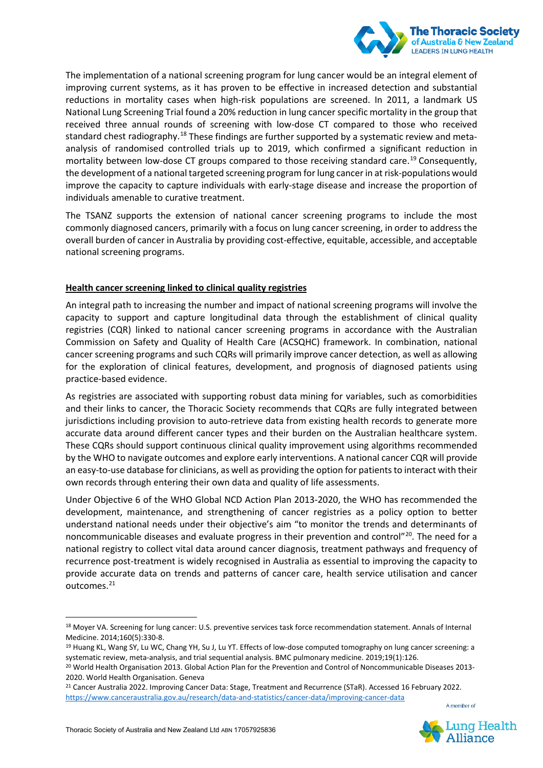The implementation of a national screening program for lung cancer would be an integral element of improving current systems, as it has proven to be effective in increased detection and substantial reductions in mortality cases when high-risk populations are screened. In 2011, a landmark US National Lung Screening Trial found a 20% reduction in lung cancer specific mortality in the group that received three annual rounds of screening with low-dose CT compared to those who received standard chest radiography.[18] These findings are further supported by a systematic review and meta-analysis of randomised controlled trials up to 2019, which confirmed a significant reduction in mortality between low-dose CT groups compared to those receiving standard care.[19] Consequently, the development of a national targeted screening program for lung cancer in at risk-populations would improve the capacity to capture individuals with early-stage disease and increase the proportion of individuals amenable to curative treatment.

The TSANZ supports the extension of national cancer screening programs to include the most commonly diagnosed cancers, primarily with a focus on lung cancer screening, in order to address the overall burden of cancer in Australia by providing cost-effective, equitable, accessible, and acceptable national screening programs.

**Health cancer screening linked to clinical quality registries**

An integral path to increasing the number and impact of national screening programs will involve the capacity to support and capture longitudinal data through the establishment of clinical quality registries (CQR) linked to national cancer screening programs in accordance with the Australian Commission on Safety and Quality of Health Care (ACSQHC) framework. In combination, national cancer screening programs and such CQRs will primarily improve cancer detection, as well as allowing for the exploration of clinical features, development, and prognosis of diagnosed patients using practice-based evidence.

As registries are associated with supporting robust data mining for variables, such as comorbidities and their links to cancer, the Thoracic Society recommends that CQRs are fully integrated between jurisdictions including provision to auto-retrieve data from existing health records to generate more accurate data around different cancer types and their burden on the Australian healthcare system. These CQRs should support continuous clinical quality improvement using algorithms recommended by the WHO to navigate outcomes and explore early interventions. A national cancer CQR will provide an easy-to-use database for clinicians, as well as providing the option for patients to interact with their own records through entering their own data and quality of life assessments.

Under Objective 6 of the WHO Global NCD Action Plan 2013-2020, the WHO has recommended the development, maintenance, and strengthening of cancer registries as a policy option to better understand national needs under their objective's aim "to monitor the trends and determinants of noncommunicable diseases and evaluate progress in their prevention and control"[20]. The need for a national registry to collect vital data around cancer diagnosis, treatment pathways and frequency of recurrence post-treatment is widely recognised in Australia as essential to improving the capacity to provide accurate data on trends and patterns of cancer care, health service utilisation and cancer outcomes.[21]

---

[18] Moyer VA. Screening for lung cancer: U.S. preventive services task force recommendation statement. Annals of Internal Medicine. 2014;160(5):330-8.

[19] Huang KL, Wang SY, Lu WC, Chang YH, Su J, Lu YT. Effects of low-dose computed tomography on lung cancer screening: a systematic review, meta-analysis, and trial sequential analysis. BMC pulmonary medicine. 2019;19(1):126.

[20] World Health Organisation 2013. Global Action Plan for the Prevention and Control of Noncommunicable Diseases 2013-2020. World Health Organisation. Geneva

[21] Cancer Australia 2022. Improving Cancer Data: Stage, Treatment and Recurrence (STaR). Accessed 16 February 2022. https://www.canceraustralia.gov.au/research/data-and-statistics/cancer-data/improving-cancer-data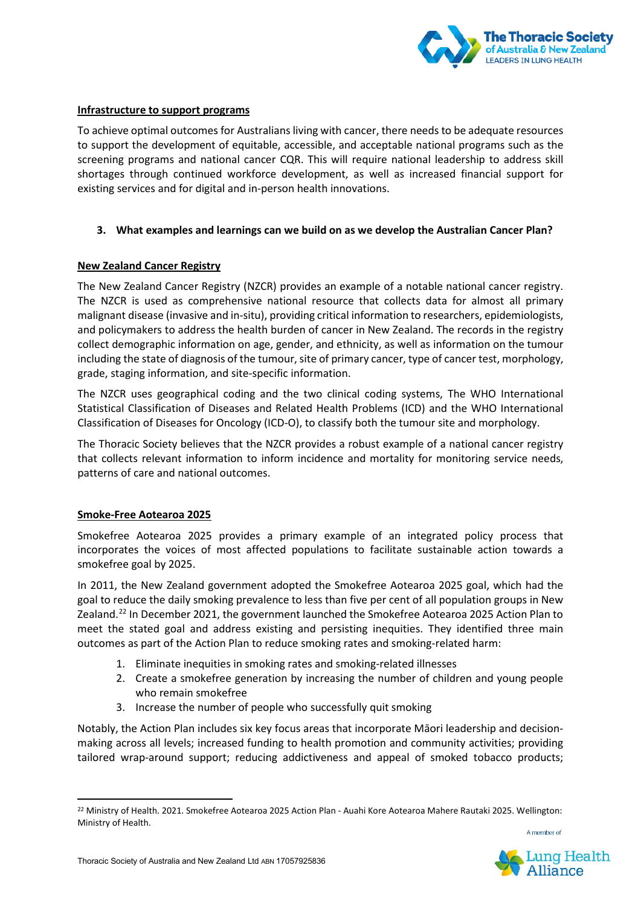**Infrastructure to support programs**

To achieve optimal outcomes for Australians living with cancer, there needs to be adequate resources to support the development of equitable, accessible, and acceptable national programs such as the screening programs and national cancer CQR. This will require national leadership to address skill shortages through continued workforce development, as well as increased financial support for existing services and for digital and in-person health innovations.

3. **What examples and learnings can we build on as we develop the Australian Cancer Plan?**

**New Zealand Cancer Registry**

The New Zealand Cancer Registry (NZCR) provides an example of a notable national cancer registry. The NZCR is used as comprehensive national resource that collects data for almost all primary malignant disease (invasive and in-situ), providing critical information to researchers, epidemiologists, and policymakers to address the health burden of cancer in New Zealand. The records in the registry collect demographic information on age, gender, and ethnicity, as well as information on the tumour including the state of diagnosis of the tumour, site of primary cancer, type of cancer test, morphology, grade, staging information, and site-specific information.

The NZCR uses geographical coding and the two clinical coding systems, The WHO International Statistical Classification of Diseases and Related Health Problems (ICD) and the WHO International Classification of Diseases for Oncology (ICD-O), to classify both the tumour site and morphology.

The Thoracic Society believes that the NZCR provides a robust example of a national cancer registry that collects relevant information to inform incidence and mortality for monitoring service needs, patterns of care and national outcomes.

**Smoke-Free Aotearoa 2025**

Smokefree Aotearoa 2025 provides a primary example of an integrated policy process that incorporates the voices of most affected populations to facilitate sustainable action towards a smokefree goal by 2025.

In 2011, the New Zealand government adopted the Smokefree Aotearoa 2025 goal, which had the goal to reduce the daily smoking prevalence to less than five per cent of all population groups in New Zealand.[22] In December 2021, the government launched the Smokefree Aotearoa 2025 Action Plan to meet the stated goal and address existing and persisting inequities. They identified three main outcomes as part of the Action Plan to reduce smoking rates and smoking-related harm:

1. Eliminate inequities in smoking rates and smoking-related illnesses
2. Create a smokefree generation by increasing the number of children and young people who remain smokefree
3. Increase the number of people who successfully quit smoking

Notably, the Action Plan includes six key focus areas that incorporate Māori leadership and decision-making across all levels; increased funding to health promotion and community activities; providing tailored wrap-around support; reducing addictiveness and appeal of smoked tobacco products;

[22] Ministry of Health. 2021. Smokefree Aotearoa 2025 Action Plan - Auahi Kore Aotearoa Mahere Rautaki 2025. Wellington: Ministry of Health.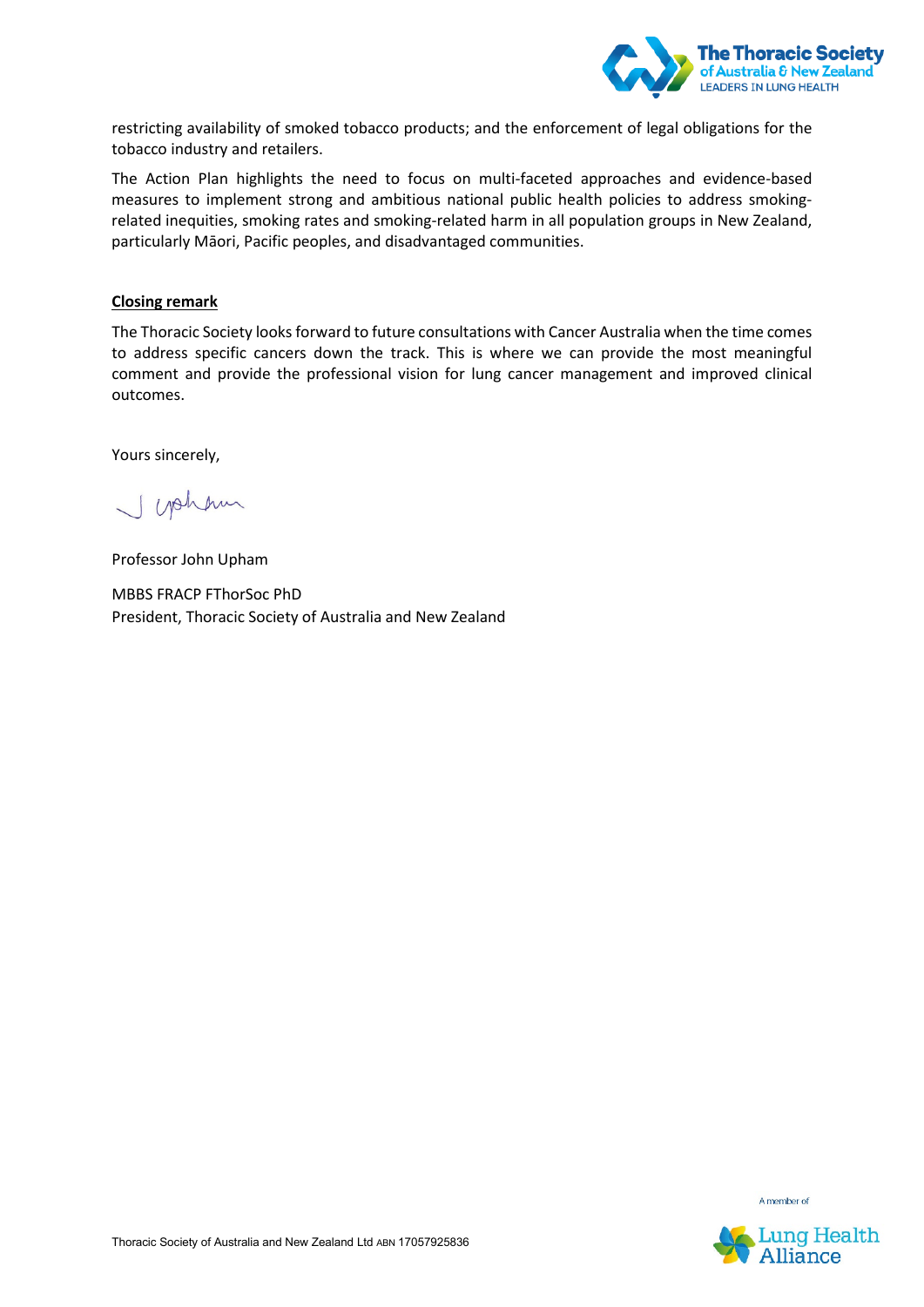restricting availability of smoked tobacco products; and the enforcement of legal obligations for the tobacco industry and retailers.

The Action Plan highlights the need to focus on multi-faceted approaches and evidence-based measures to implement strong and ambitious national public health policies to address smoking-related inequities, smoking rates and smoking-related harm in all population groups in New Zealand, particularly Māori, Pacific peoples, and disadvantaged communities.

**Closing remark**

The Thoracic Society looks forward to future consultations with Cancer Australia when the time comes to address specific cancers down the track. This is where we can provide the most meaningful comment and provide the professional vision for lung cancer management and improved clinical outcomes.

Yours sincerely,

Professor John Upham

MBBS FRACP FThorSoc PhD
President, Thoracic Society of Australia and New Zealand

Thoracic Society of Australia and New Zealand Ltd ABN 17057925836

A member of Lung Health Alliance